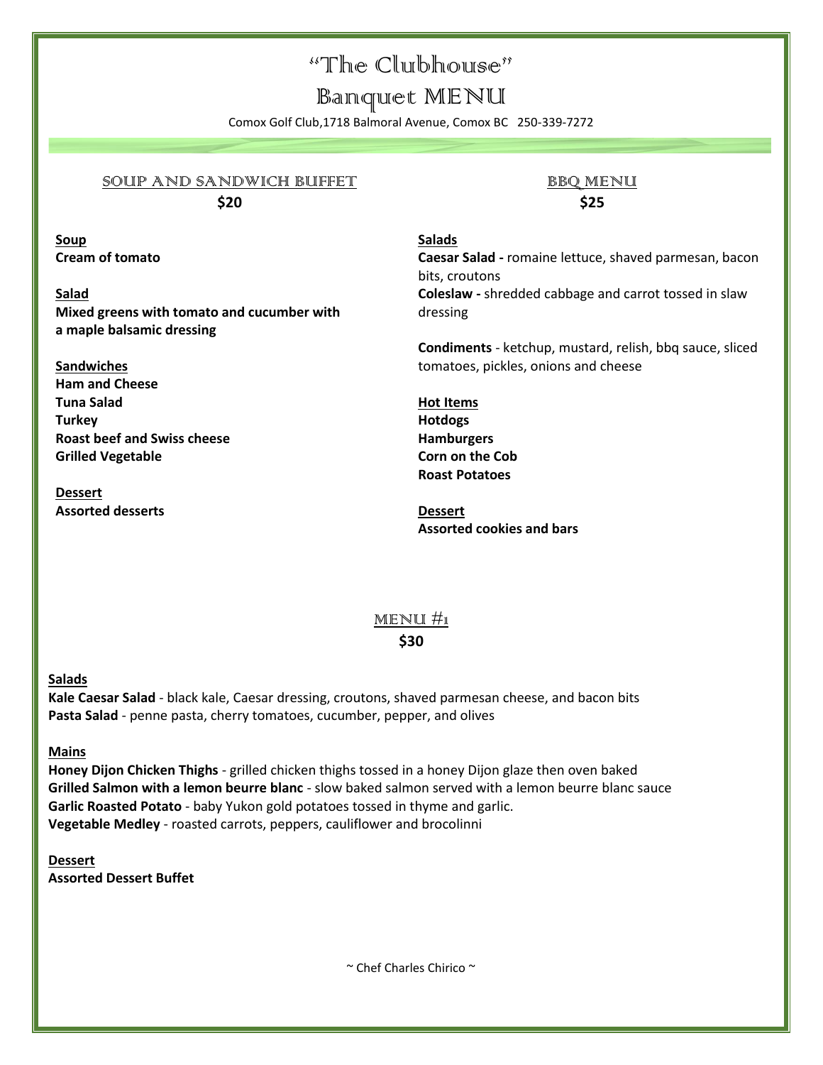# "The Clubhouse"

# Banquet MENU

Comox Golf Club,1718 Balmoral Avenue, Comox BC 250-339-7272

## SOUP AND SANDWICH BUFFET

**$20**

**Soup**
**Cream of tomato**

**Salad**
**Mixed greens with tomato and cucumber with a maple balsamic dressing**

**Sandwiches**
**Ham and Cheese**
**Tuna Salad**
**Turkey**
**Roast beef and Swiss cheese**
**Grilled Vegetable**

**Dessert**
**Assorted desserts**

## BBQ MENU

**$25**

**Salads**
**Caesar Salad -** romaine lettuce, shaved parmesan, bacon bits, croutons
**Coleslaw -** shredded cabbage and carrot tossed in slaw dressing

**Condiments** - ketchup, mustard, relish, bbq sauce, sliced tomatoes, pickles, onions and cheese

**Hot Items**
**Hotdogs**
**Hamburgers**
**Corn on the Cob**
**Roast Potatoes**

**Dessert**
**Assorted cookies and bars**

## MENU #1

**$30**

**Salads**
**Kale Caesar Salad** - black kale, Caesar dressing, croutons, shaved parmesan cheese, and bacon bits
**Pasta Salad** - penne pasta, cherry tomatoes, cucumber, pepper, and olives

**Mains**
**Honey Dijon Chicken Thighs** - grilled chicken thighs tossed in a honey Dijon glaze then oven baked
**Grilled Salmon with a lemon beurre blanc** - slow baked salmon served with a lemon beurre blanc sauce
**Garlic Roasted Potato** - baby Yukon gold potatoes tossed in thyme and garlic.
**Vegetable Medley** - roasted carrots, peppers, cauliflower and brocolinni

**Dessert**
**Assorted Dessert Buffet**

~ Chef Charles Chirico ~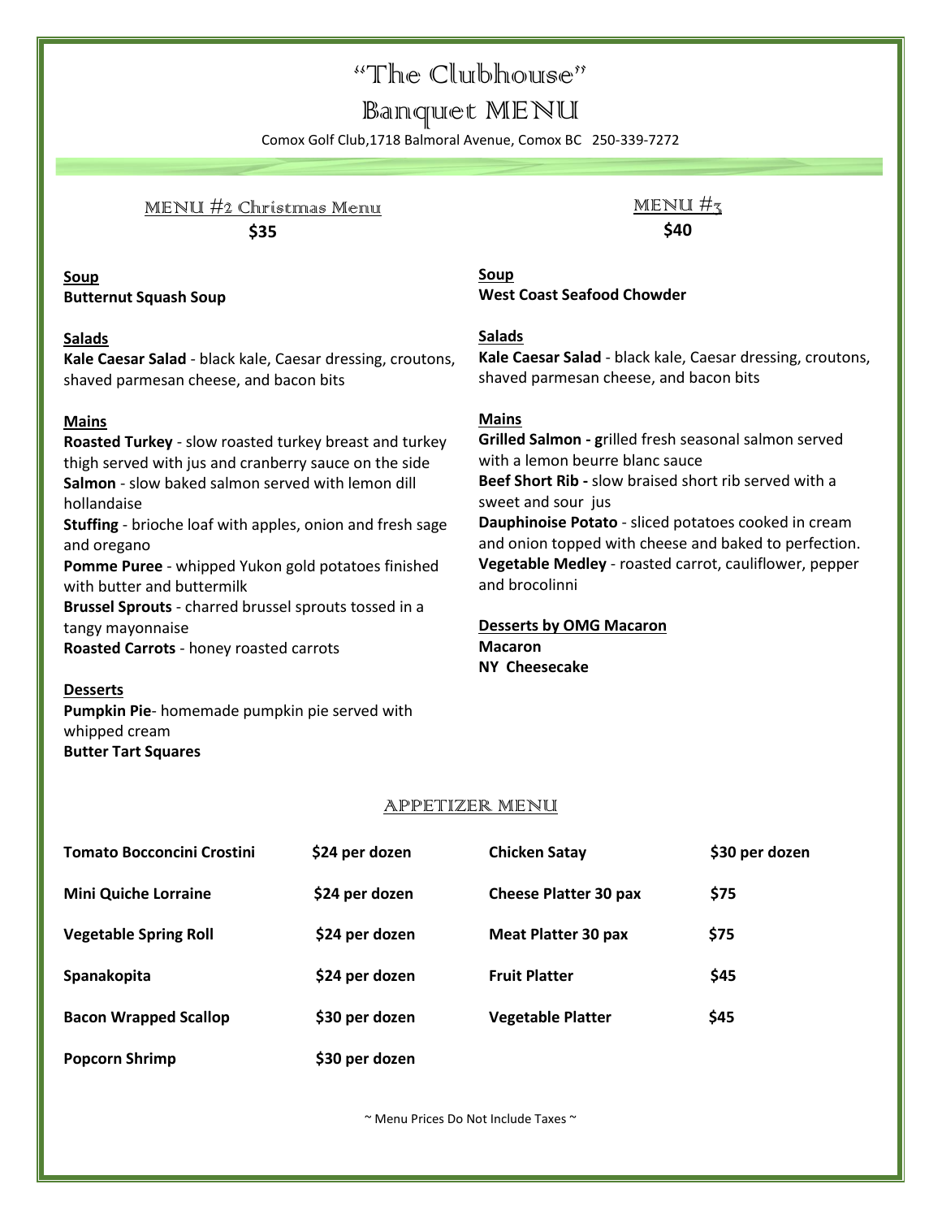# "The Clubhouse"

# Banquet MENU

Comox Golf Club,1718 Balmoral Avenue, Comox BC 250-339-7272

## MENU #2 Christmas Menu

**$35**

**Soup**

**Butternut Squash Soup**

**Salads**

**Kale Caesar Salad** - black kale, Caesar dressing, croutons, shaved parmesan cheese, and bacon bits

**Mains**

**Roasted Turkey** - slow roasted turkey breast and turkey thigh served with jus and cranberry sauce on the side
**Salmon** - slow baked salmon served with lemon dill hollandaise
**Stuffing** - brioche loaf with apples, onion and fresh sage and oregano
**Pomme Puree** - whipped Yukon gold potatoes finished with butter and buttermilk
**Brussel Sprouts** - charred brussel sprouts tossed in a tangy mayonnaise
**Roasted Carrots** - honey roasted carrots

**Desserts**

**Pumpkin Pie**- homemade pumpkin pie served with whipped cream
**Butter Tart Squares**

## MENU #3

**$40**

**Soup**

**West Coast Seafood Chowder**

**Salads**

**Kale Caesar Salad** - black kale, Caesar dressing, croutons, shaved parmesan cheese, and bacon bits

**Mains**

**Grilled Salmon - g**rilled fresh seasonal salmon served with a lemon beurre blanc sauce
**Beef Short Rib -** slow braised short rib served with a sweet and sour jus
**Dauphinoise Potato** - sliced potatoes cooked in cream and onion topped with cheese and baked to perfection.
**Vegetable Medley** - roasted carrot, cauliflower, pepper and brocolinni

**Desserts by OMG Macaron**

**Macaron**
**NY Cheesecake**

## APPETIZER MENU

| | | | |
|---|---|---|---|
| **Tomato Bocconcini Crostini** | **$24 per dozen** | **Chicken Satay** | **$30 per dozen** |
| **Mini Quiche Lorraine** | **$24 per dozen** | **Cheese Platter 30 pax** | **$75** |
| **Vegetable Spring Roll** | **$24 per dozen** | **Meat Platter 30 pax** | **$75** |
| **Spanakopita** | **$24 per dozen** | **Fruit Platter** | **$45** |
| **Bacon Wrapped Scallop** | **$30 per dozen** | **Vegetable Platter** | **$45** |
| **Popcorn Shrimp** | **$30 per dozen** | | |

~ Menu Prices Do Not Include Taxes ~